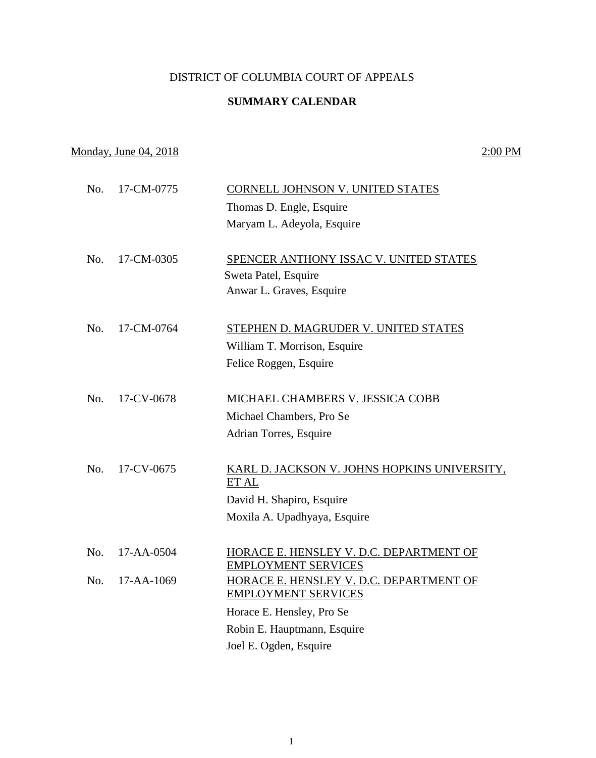# DISTRICT OF COLUMBIA COURT OF APPEALS

## SUMMARY CALENDAR

Monday, June 04, 2018 — 2:00 PM

| No. | Case Number | Case / Counsel |
|---|---|---|
| No. | 17-CM-0775 | CORNELL JOHNSON V. UNITED STATES |
| | | Thomas D. Engle, Esquire |
| | | Maryam L. Adeyola, Esquire |
| No. | 17-CM-0305 | SPENCER ANTHONY ISSAC V. UNITED STATES |
| | | Sweta Patel, Esquire |
| | | Anwar L. Graves, Esquire |
| No. | 17-CM-0764 | STEPHEN D. MAGRUDER V. UNITED STATES |
| | | William T. Morrison, Esquire |
| | | Felice Roggen, Esquire |
| No. | 17-CV-0678 | MICHAEL CHAMBERS V. JESSICA COBB |
| | | Michael Chambers, Pro Se |
| | | Adrian Torres, Esquire |
| No. | 17-CV-0675 | KARL D. JACKSON V. JOHNS HOPKINS UNIVERSITY, ET AL |
| | | David H. Shapiro, Esquire |
| | | Moxila A. Upadhyaya, Esquire |
| No. | 17-AA-0504 | HORACE E. HENSLEY V. D.C. DEPARTMENT OF EMPLOYMENT SERVICES |
| No. | 17-AA-1069 | HORACE E. HENSLEY V. D.C. DEPARTMENT OF EMPLOYMENT SERVICES |
| | | Horace E. Hensley, Pro Se |
| | | Robin E. Hauptmann, Esquire |
| | | Joel E. Ogden, Esquire |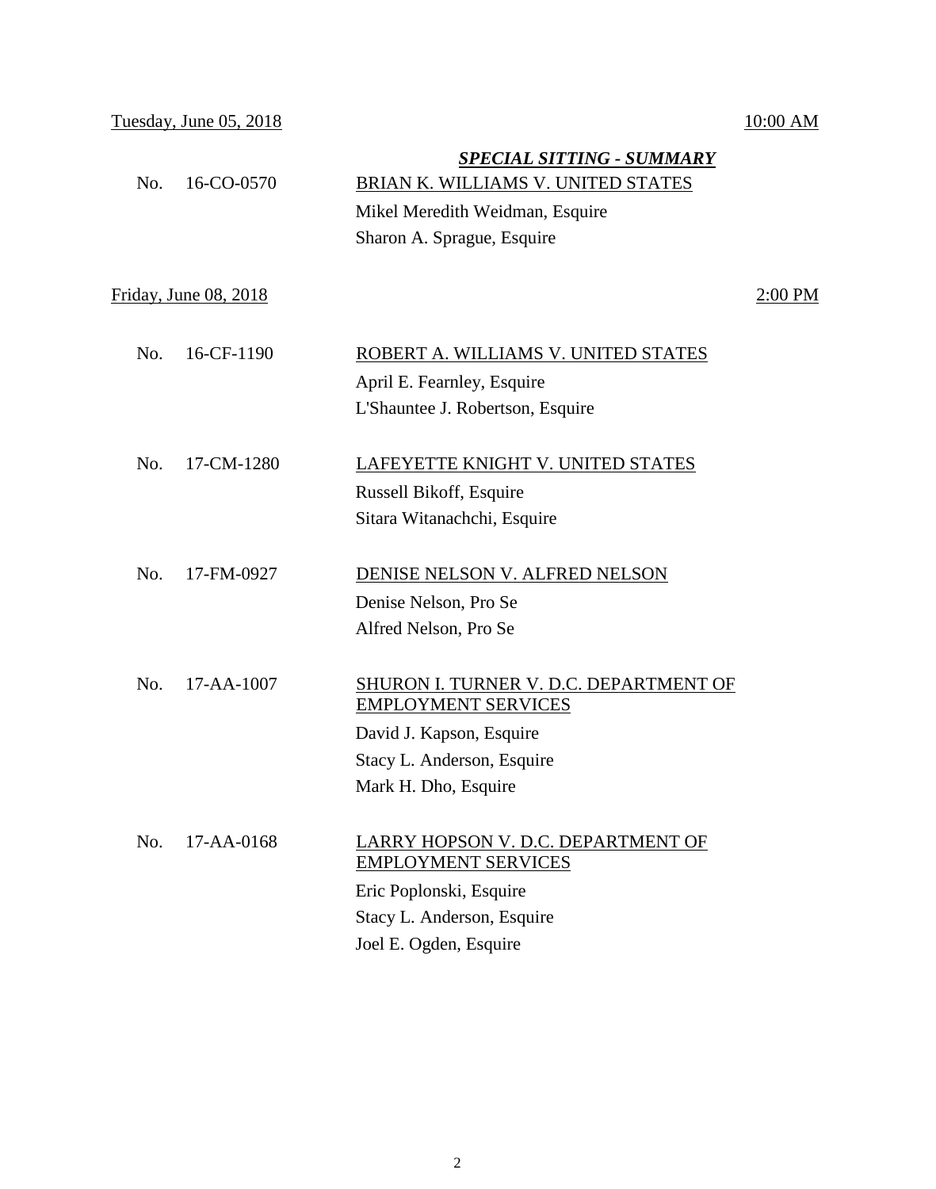Tuesday, June 05, 2018 10:00 AM

***SPECIAL SITTING - SUMMARY***

No. 16-CO-0570 BRIAN K. WILLIAMS V. UNITED STATES

Mikel Meredith Weidman, Esquire
Sharon A. Sprague, Esquire

Friday, June 08, 2018 2:00 PM

No. 16-CF-1190 ROBERT A. WILLIAMS V. UNITED STATES

April E. Fearnley, Esquire
L'Shauntee J. Robertson, Esquire

No. 17-CM-1280 LAFEYETTE KNIGHT V. UNITED STATES

Russell Bikoff, Esquire
Sitara Witanachchi, Esquire

No. 17-FM-0927 DENISE NELSON V. ALFRED NELSON

Denise Nelson, Pro Se
Alfred Nelson, Pro Se

No. 17-AA-1007 SHURON I. TURNER V. D.C. DEPARTMENT OF EMPLOYMENT SERVICES

David J. Kapson, Esquire
Stacy L. Anderson, Esquire
Mark H. Dho, Esquire

No. 17-AA-0168 LARRY HOPSON V. D.C. DEPARTMENT OF EMPLOYMENT SERVICES

Eric Poplonski, Esquire
Stacy L. Anderson, Esquire
Joel E. Ogden, Esquire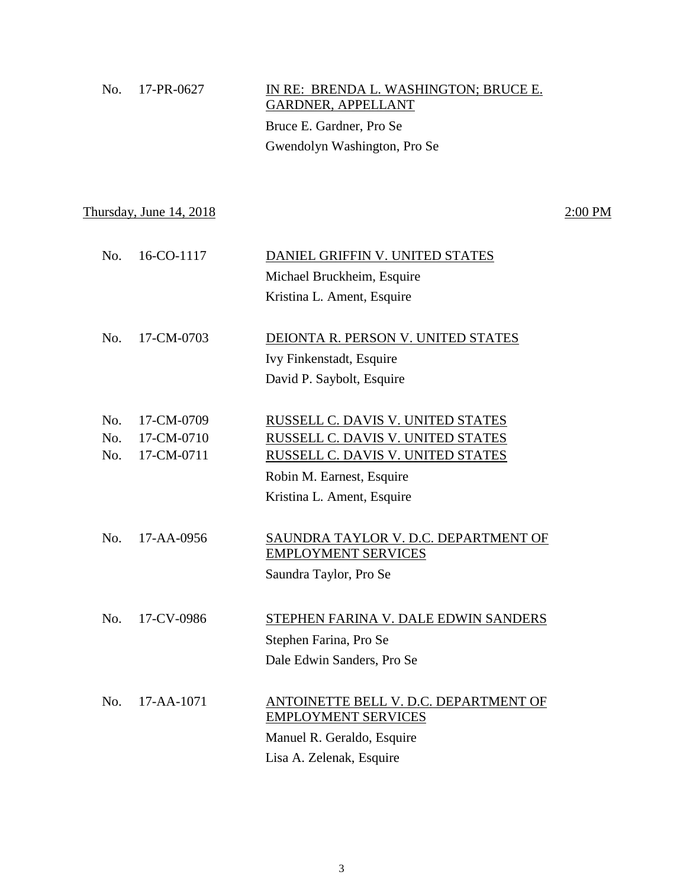No. 17-PR-0627 — IN RE: BRENDA L. WASHINGTON; BRUCE E. GARDNER, APPELLANT

Bruce E. Gardner, Pro Se

Gwendolyn Washington, Pro Se

## Thursday, June 14, 2018 — 2:00 PM

No. 16-CO-1117 — DANIEL GRIFFIN V. UNITED STATES

Michael Bruckheim, Esquire

Kristina L. Ament, Esquire

No. 17-CM-0703 — DEIONTA R. PERSON V. UNITED STATES

Ivy Finkenstadt, Esquire

David P. Saybolt, Esquire

No. 17-CM-0709 — RUSSELL C. DAVIS V. UNITED STATES

No. 17-CM-0710 — RUSSELL C. DAVIS V. UNITED STATES

No. 17-CM-0711 — RUSSELL C. DAVIS V. UNITED STATES

Robin M. Earnest, Esquire

Kristina L. Ament, Esquire

No. 17-AA-0956 — SAUNDRA TAYLOR V. D.C. DEPARTMENT OF EMPLOYMENT SERVICES

Saundra Taylor, Pro Se

No. 17-CV-0986 — STEPHEN FARINA V. DALE EDWIN SANDERS

Stephen Farina, Pro Se

Dale Edwin Sanders, Pro Se

No. 17-AA-1071 — ANTOINETTE BELL V. D.C. DEPARTMENT OF EMPLOYMENT SERVICES

Manuel R. Geraldo, Esquire

Lisa A. Zelenak, Esquire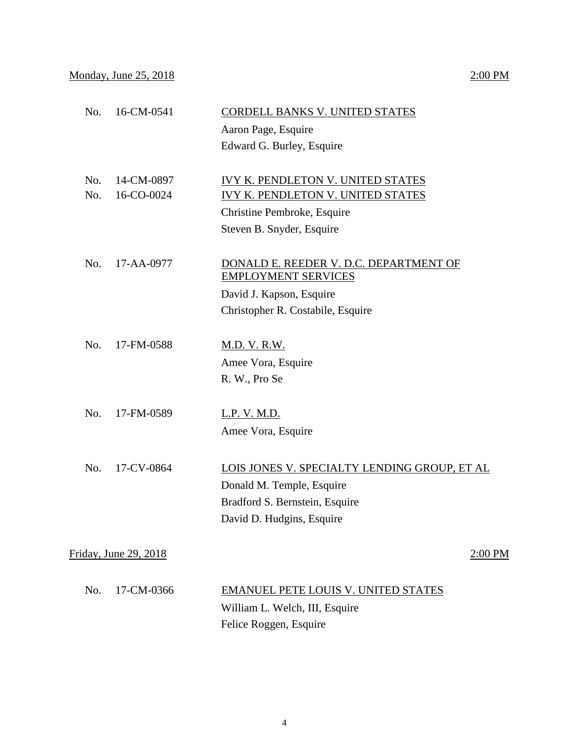Monday, June 25, 2018 2:00 PM

| | | |
|---|---|---|
| No. | 16-CM-0541 | CORDELL BANKS V. UNITED STATES |
| | | Aaron Page, Esquire |
| | | Edward G. Burley, Esquire |
| No. | 14-CM-0897 | IVY K. PENDLETON V. UNITED STATES |
| No. | 16-CO-0024 | IVY K. PENDLETON V. UNITED STATES |
| | | Christine Pembroke, Esquire |
| | | Steven B. Snyder, Esquire |
| No. | 17-AA-0977 | DONALD E. REEDER V. D.C. DEPARTMENT OF EMPLOYMENT SERVICES |
| | | David J. Kapson, Esquire |
| | | Christopher R. Costabile, Esquire |
| No. | 17-FM-0588 | M.D. V. R.W. |
| | | Amee Vora, Esquire |
| | | R. W., Pro Se |
| No. | 17-FM-0589 | L.P. V. M.D. |
| | | Amee Vora, Esquire |
| No. | 17-CV-0864 | LOIS JONES V. SPECIALTY LENDING GROUP, ET AL |
| | | Donald M. Temple, Esquire |
| | | Bradford S. Bernstein, Esquire |
| | | David D. Hudgins, Esquire |

Friday, June 29, 2018 2:00 PM

| | | |
|---|---|---|
| No. | 17-CM-0366 | EMANUEL PETE LOUIS V. UNITED STATES |
| | | William L. Welch, III, Esquire |
| | | Felice Roggen, Esquire |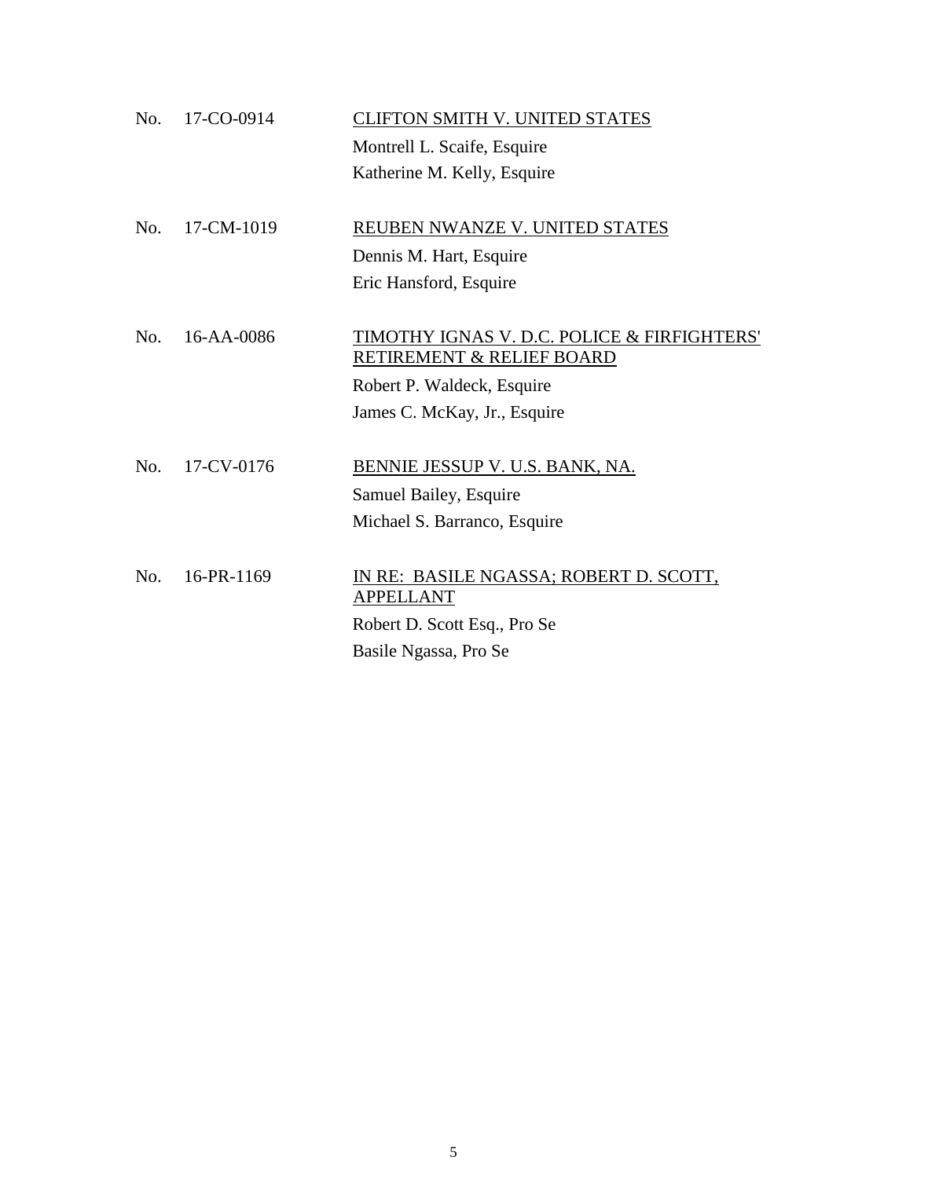No. 17-CO-0914 CLIFTON SMITH V. UNITED STATES

Montrell L. Scaife, Esquire

Katherine M. Kelly, Esquire

No. 17-CM-1019 REUBEN NWANZE V. UNITED STATES

Dennis M. Hart, Esquire

Eric Hansford, Esquire

No. 16-AA-0086 TIMOTHY IGNAS V. D.C. POLICE & FIRFIGHTERS' RETIREMENT & RELIEF BOARD

Robert P. Waldeck, Esquire

James C. McKay, Jr., Esquire

No. 17-CV-0176 BENNIE JESSUP V. U.S. BANK, NA.

Samuel Bailey, Esquire

Michael S. Barranco, Esquire

No. 16-PR-1169 IN RE: BASILE NGASSA; ROBERT D. SCOTT, APPELLANT

Robert D. Scott Esq., Pro Se

Basile Ngassa, Pro Se